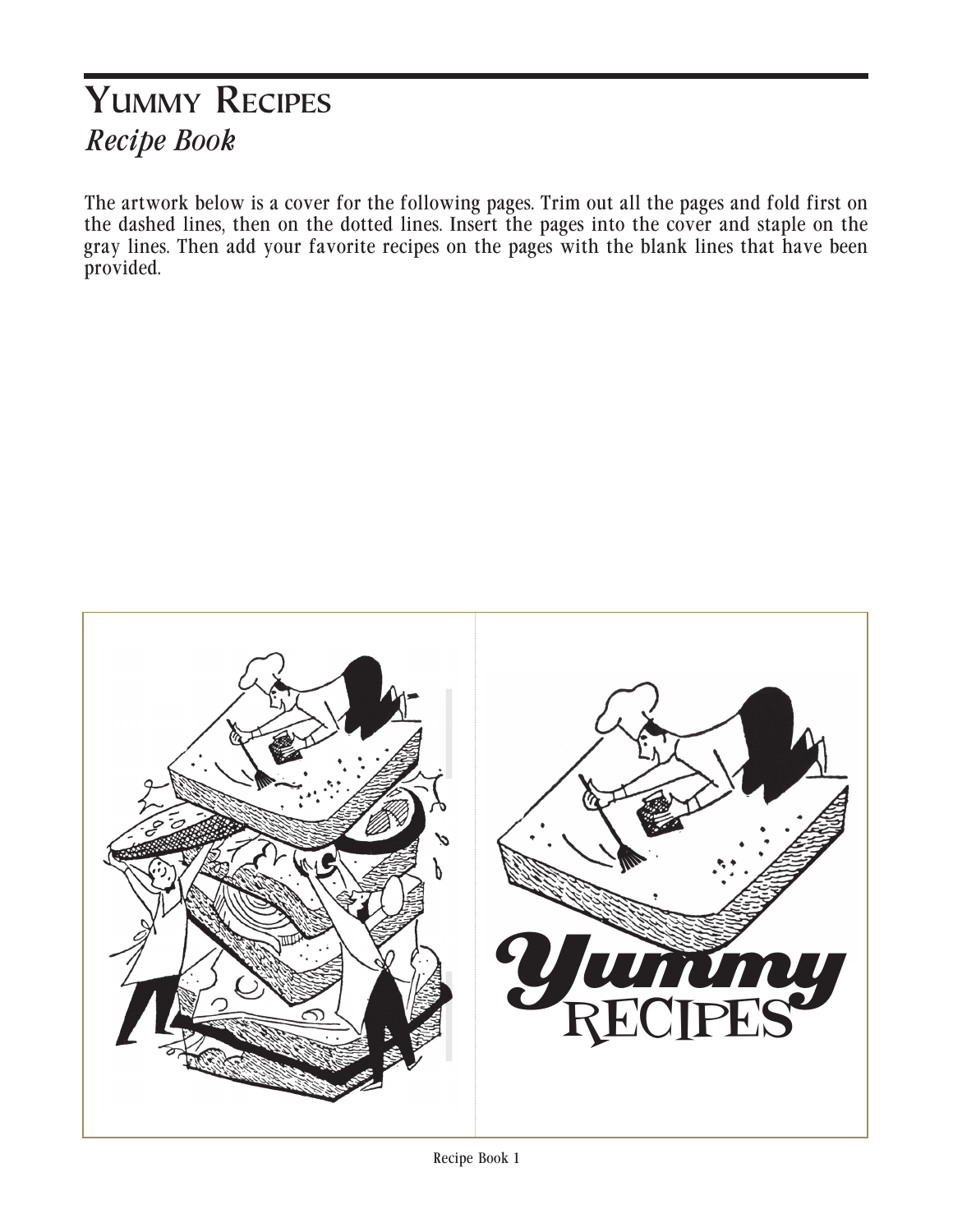# Yummy Recipes

*Recipe Book*

The artwork below is a cover for the following pages. Trim out all the pages and fold first on the dashed lines, then on the dotted lines. Insert the pages into the cover and staple on the gray lines. Then add your favorite recipes on the pages with the blank lines that have been provided.

Yummy RECIPES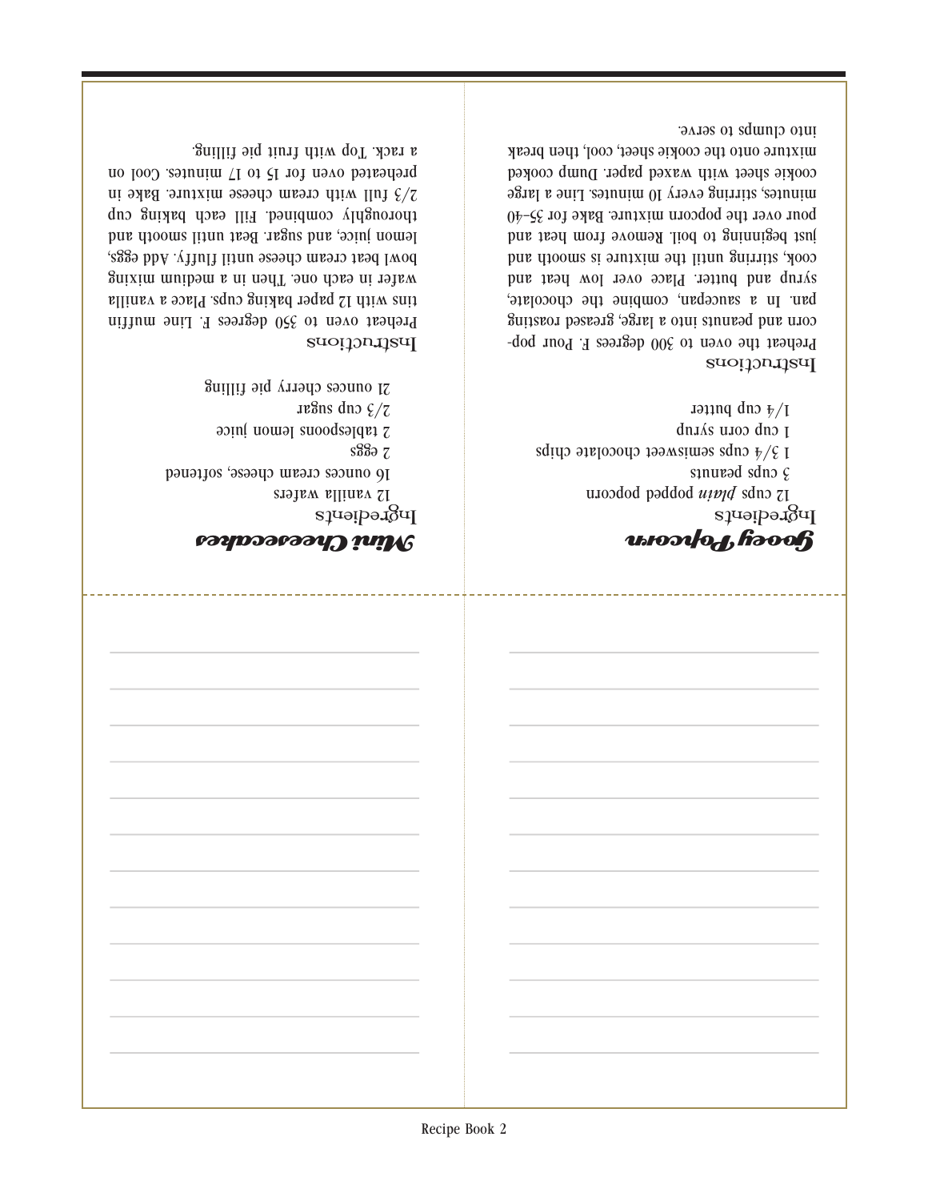## *Gooey Popcorn*

Ingredients

12 cups *plain* popped popcorn
3 cups peanuts
1 3/4 cups semisweet chocolate chips
1 cup corn syrup
1/4 cup butter

Instructions

Preheat the oven to 300 degrees F. Pour popcorn and peanuts into a large, greased roasting pan. In a saucepan, combine the chocolate, syrup and butter. Place over low heat and cook, stirring until the mixture is smooth and just beginning to boil. Remove from heat and pour over the popcorn mixture. Bake for 35–40 minutes, stirring every 10 minutes. Line a large cookie sheet with waxed paper. Dump cooked mixture onto the cookie sheet, cool, then break into clumps to serve.

## *Mini Cheesecakes*

Ingredients

12 vanilla wafers
16 ounces cream cheese, softened
2 eggs
2 tablespoons lemon juice
2/3 cup sugar
21 ounces cherry pie filling

Instructions

Preheat oven to 350 degrees F. Line muffin tins with 12 paper baking cups. Place a vanilla wafer in each one. Then in a medium mixing bowl beat cream cheese until fluffy. Add eggs, lemon juice, and sugar. Beat until smooth and thoroughly combined. Fill each baking cup 2/3 full with cream cheese mixture. Bake in preheated oven for 15 to 17 minutes. Cool on a rack. Top with fruit pie filling.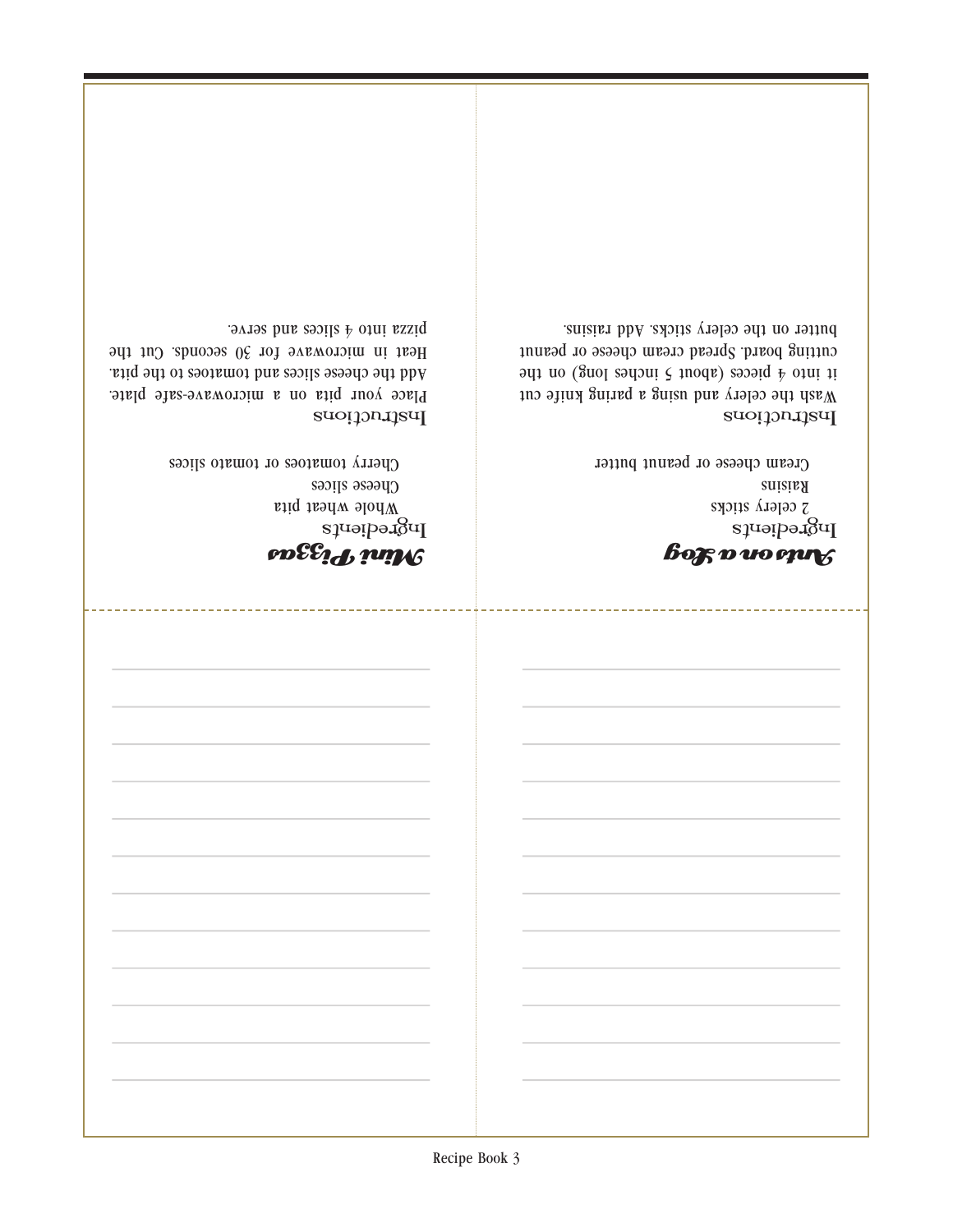## Mini Pizzas

Ingredients

Whole wheat pita
Cheese slices
Cherry tomatoes or tomato slices

Instructions

Place your pita on a microwave-safe plate. Add the cheese slices and tomatoes to the pita. Heat in microwave for 30 seconds. Cut the pizza into 4 slices and serve.

## Ants on a Log

Ingredients

2 celery sticks
Raisins
Cream cheese or peanut butter

Instructions

Wash the celery and using a paring knife cut it into 4 pieces (about 5 inches long) on the cutting board. Spread cream cheese or peanut butter on the celery sticks. Add raisins.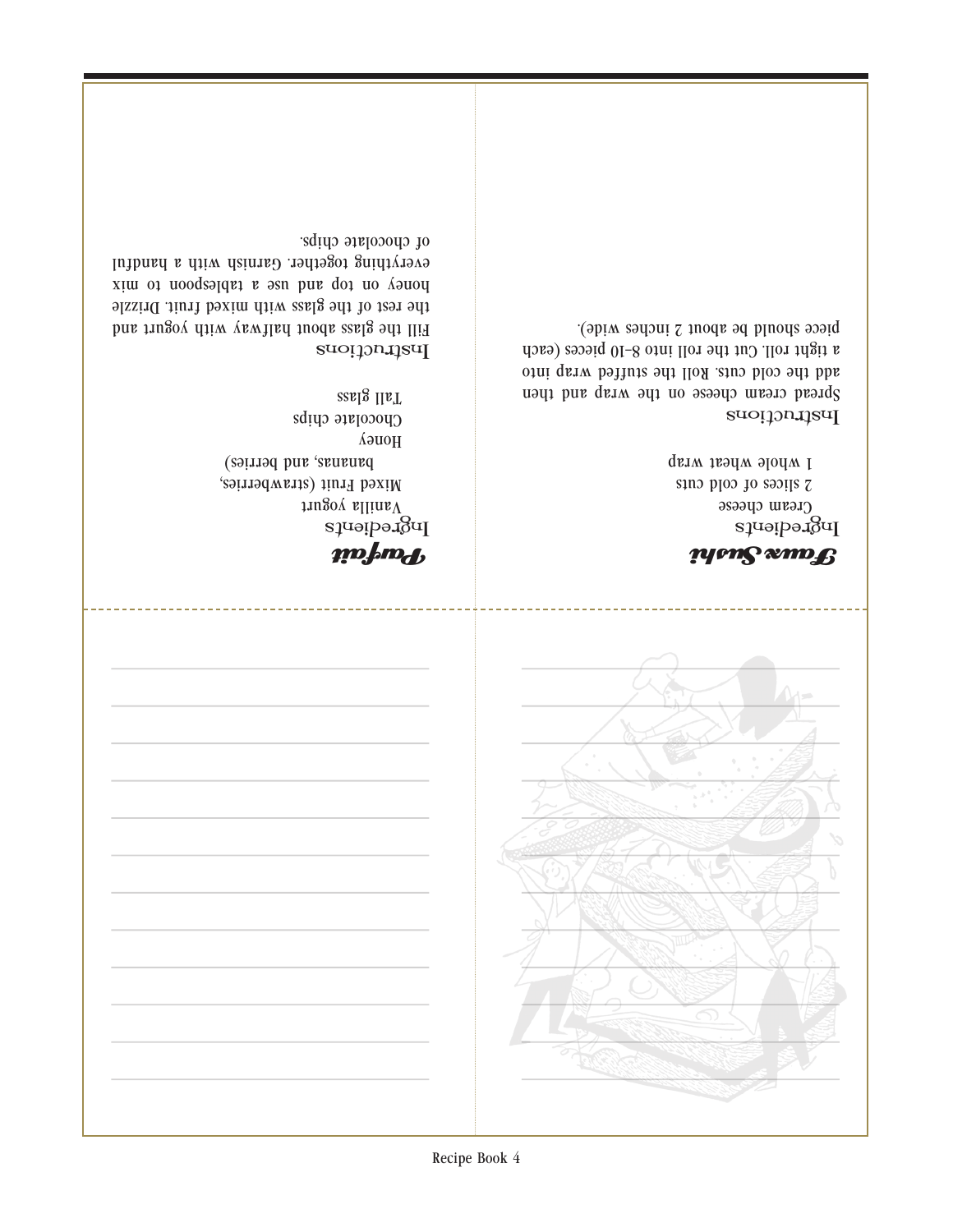## Faux Sushi

Ingredients

Cream cheese
2 slices of cold cuts
1 whole wheat wrap

Instructions

Spread cream cheese on the wrap and then add the cold cuts. Roll the stuffed wrap into a tight roll. Cut the roll into 8–10 pieces (each piece should be about 2 inches wide).

## Parfait

Ingredients

Vanilla yogurt
Mixed Fruit (strawberries, bananas, and berries)
Honey
Chocolate chips
Tall glass

Instructions

Fill the glass about halfway with yogurt and the rest of the glass with mixed fruit. Drizzle honey on top and use a tablespoon to mix everything together. Garnish with a handful of chocolate chips.